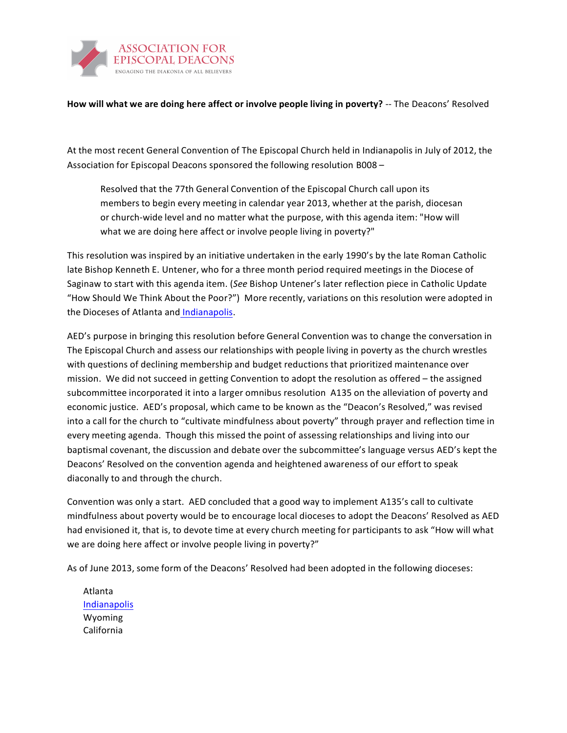ASSOCIATION FOR EPISCOPAL DEACONS
ENGAGING THE DIAKONIA OF ALL BELIEVERS

**How will what we are doing here affect or involve people living in poverty?** -- The Deacons' Resolved

At the most recent General Convention of The Episcopal Church held in Indianapolis in July of 2012, the Association for Episcopal Deacons sponsored the following resolution B008 –

> Resolved that the 77th General Convention of the Episcopal Church call upon its members to begin every meeting in calendar year 2013, whether at the parish, diocesan or church-wide level and no matter what the purpose, with this agenda item: "How will what we are doing here affect or involve people living in poverty?"

This resolution was inspired by an initiative undertaken in the early 1990's by the late Roman Catholic late Bishop Kenneth E. Untener, who for a three month period required meetings in the Diocese of Saginaw to start with this agenda item. (*See* Bishop Untener's later reflection piece in Catholic Update "How Should We Think About the Poor?") More recently, variations on this resolution were adopted in the Dioceses of Atlanta and Indianapolis.

AED's purpose in bringing this resolution before General Convention was to change the conversation in The Episcopal Church and assess our relationships with people living in poverty as the church wrestles with questions of declining membership and budget reductions that prioritized maintenance over mission. We did not succeed in getting Convention to adopt the resolution as offered – the assigned subcommittee incorporated it into a larger omnibus resolution A135 on the alleviation of poverty and economic justice. AED's proposal, which came to be known as the "Deacon's Resolved," was revised into a call for the church to "cultivate mindfulness about poverty" through prayer and reflection time in every meeting agenda. Though this missed the point of assessing relationships and living into our baptismal covenant, the discussion and debate over the subcommittee's language versus AED's kept the Deacons' Resolved on the convention agenda and heightened awareness of our effort to speak diaconally to and through the church.

Convention was only a start. AED concluded that a good way to implement A135's call to cultivate mindfulness about poverty would be to encourage local dioceses to adopt the Deacons' Resolved as AED had envisioned it, that is, to devote time at every church meeting for participants to ask "How will what we are doing here affect or involve people living in poverty?"

As of June 2013, some form of the Deacons' Resolved had been adopted in the following dioceses:

- Atlanta
- Indianapolis
- Wyoming
- California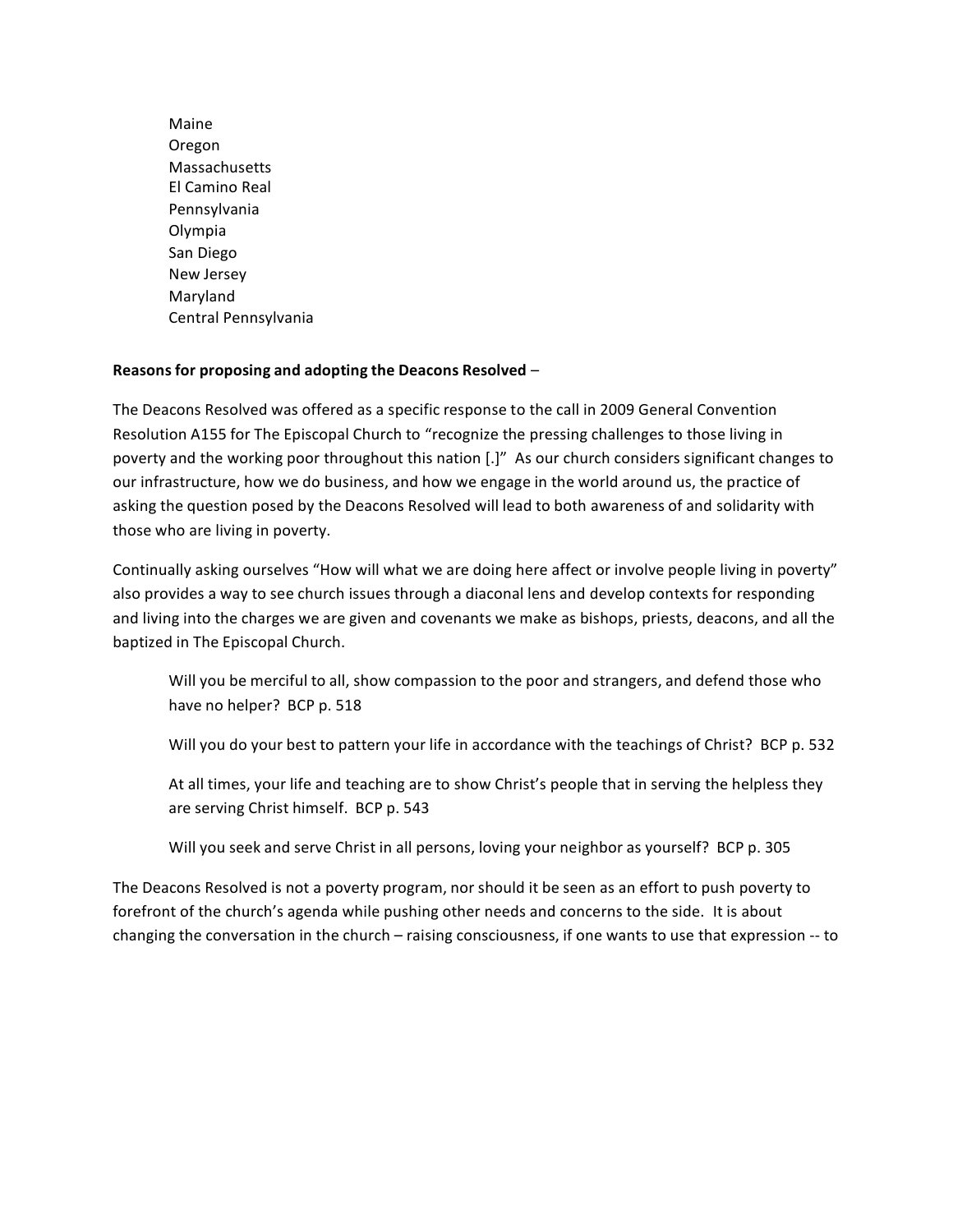Maine
Oregon
Massachusetts
El Camino Real
Pennsylvania
Olympia
San Diego
New Jersey
Maryland
Central Pennsylvania

**Reasons for proposing and adopting the Deacons Resolved** –

The Deacons Resolved was offered as a specific response to the call in 2009 General Convention Resolution A155 for The Episcopal Church to "recognize the pressing challenges to those living in poverty and the working poor throughout this nation [.]" As our church considers significant changes to our infrastructure, how we do business, and how we engage in the world around us, the practice of asking the question posed by the Deacons Resolved will lead to both awareness of and solidarity with those who are living in poverty.

Continually asking ourselves "How will what we are doing here affect or involve people living in poverty" also provides a way to see church issues through a diaconal lens and develop contexts for responding and living into the charges we are given and covenants we make as bishops, priests, deacons, and all the baptized in The Episcopal Church.

> Will you be merciful to all, show compassion to the poor and strangers, and defend those who have no helper? BCP p. 518
>
> Will you do your best to pattern your life in accordance with the teachings of Christ? BCP p. 532
>
> At all times, your life and teaching are to show Christ's people that in serving the helpless they are serving Christ himself. BCP p. 543
>
> Will you seek and serve Christ in all persons, loving your neighbor as yourself? BCP p. 305

The Deacons Resolved is not a poverty program, nor should it be seen as an effort to push poverty to forefront of the church's agenda while pushing other needs and concerns to the side. It is about changing the conversation in the church – raising consciousness, if one wants to use that expression -- to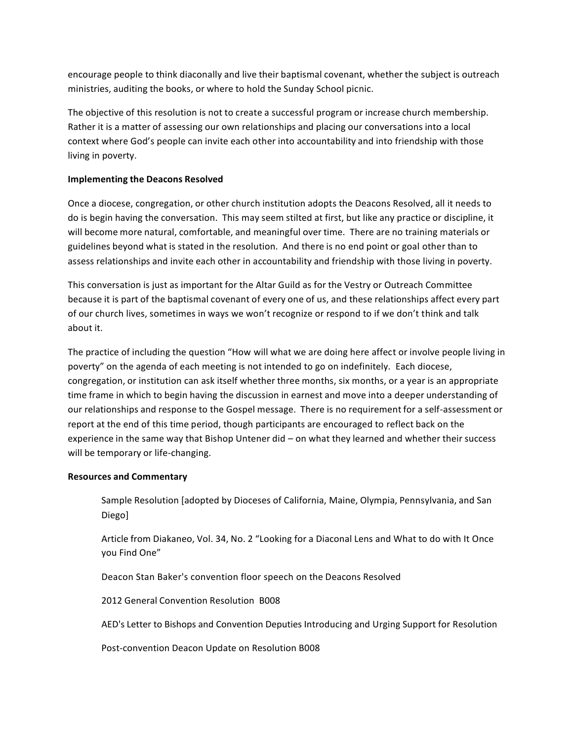encourage people to think diaconally and live their baptismal covenant, whether the subject is outreach ministries, auditing the books, or where to hold the Sunday School picnic.

The objective of this resolution is not to create a successful program or increase church membership. Rather it is a matter of assessing our own relationships and placing our conversations into a local context where God's people can invite each other into accountability and into friendship with those living in poverty.

**Implementing the Deacons Resolved**

Once a diocese, congregation, or other church institution adopts the Deacons Resolved, all it needs to do is begin having the conversation. This may seem stilted at first, but like any practice or discipline, it will become more natural, comfortable, and meaningful over time. There are no training materials or guidelines beyond what is stated in the resolution. And there is no end point or goal other than to assess relationships and invite each other in accountability and friendship with those living in poverty.

This conversation is just as important for the Altar Guild as for the Vestry or Outreach Committee because it is part of the baptismal covenant of every one of us, and these relationships affect every part of our church lives, sometimes in ways we won't recognize or respond to if we don't think and talk about it.

The practice of including the question "How will what we are doing here affect or involve people living in poverty" on the agenda of each meeting is not intended to go on indefinitely. Each diocese, congregation, or institution can ask itself whether three months, six months, or a year is an appropriate time frame in which to begin having the discussion in earnest and move into a deeper understanding of our relationships and response to the Gospel message. There is no requirement for a self-assessment or report at the end of this time period, though participants are encouraged to reflect back on the experience in the same way that Bishop Untener did – on what they learned and whether their success will be temporary or life-changing.

**Resources and Commentary**

Sample Resolution [adopted by Dioceses of California, Maine, Olympia, Pennsylvania, and San Diego]

Article from Diakaneo, Vol. 34, No. 2 "Looking for a Diaconal Lens and What to do with It Once you Find One"

Deacon Stan Baker's convention floor speech on the Deacons Resolved

2012 General Convention Resolution B008

AED's Letter to Bishops and Convention Deputies Introducing and Urging Support for Resolution

Post-convention Deacon Update on Resolution B008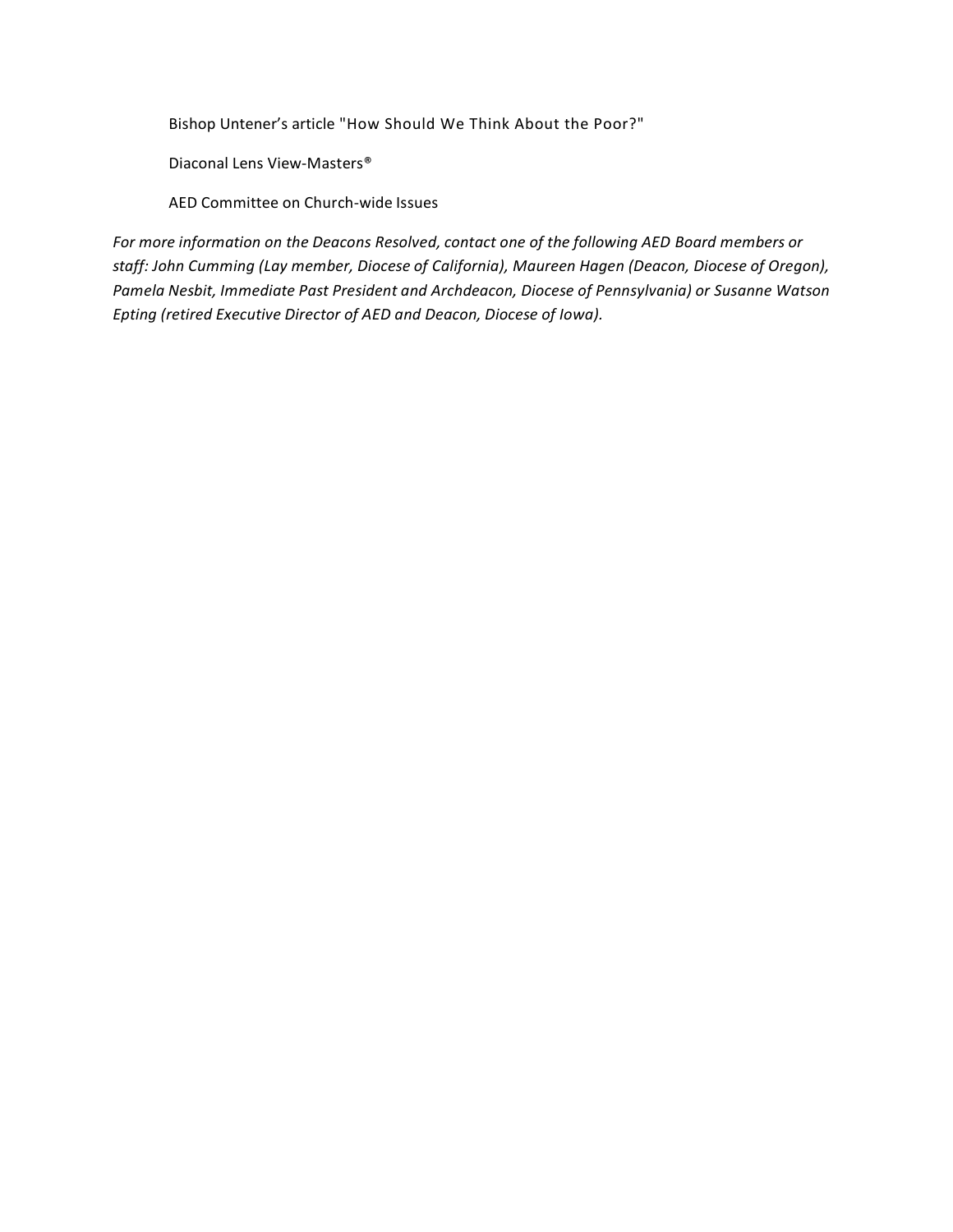Bishop Untener's article "How Should We Think About the Poor?"

Diaconal Lens View-Masters®

AED Committee on Church-wide Issues

*For more information on the Deacons Resolved, contact one of the following AED Board members or staff: John Cumming (Lay member, Diocese of California), Maureen Hagen (Deacon, Diocese of Oregon), Pamela Nesbit, Immediate Past President and Archdeacon, Diocese of Pennsylvania) or Susanne Watson Epting (retired Executive Director of AED and Deacon, Diocese of Iowa).*